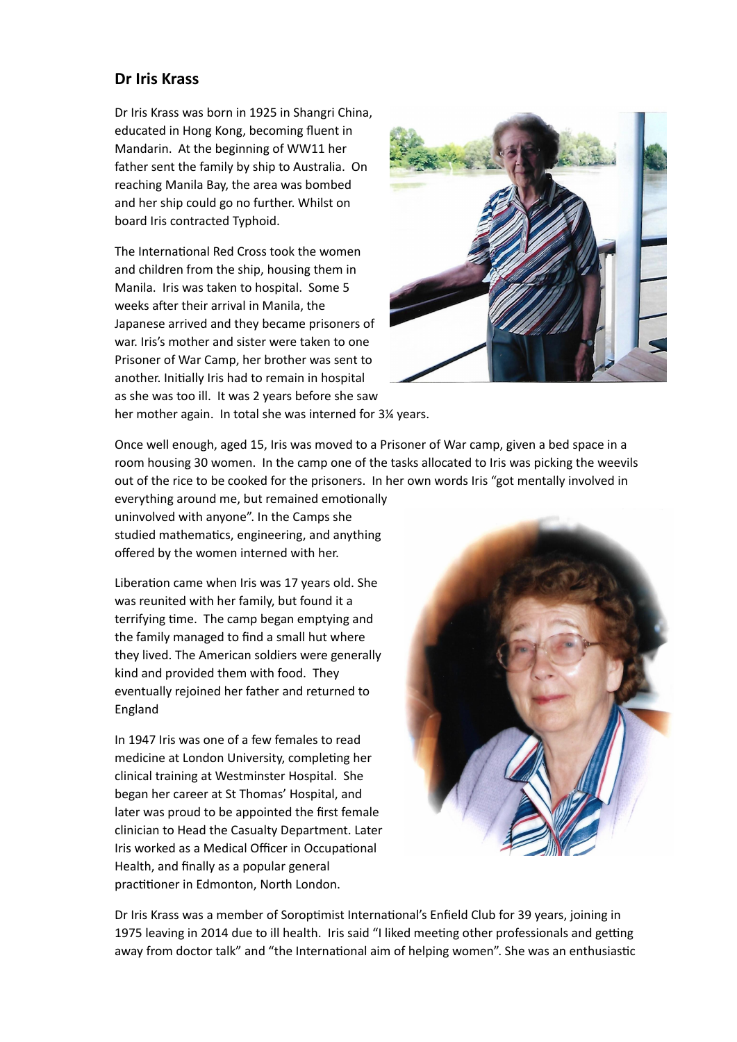## Dr Iris Krass

Dr Iris Krass was born in 1925 in Shangri China, educated in Hong Kong, becoming fluent in Mandarin. At the beginning of WW11 her father sent the family by ship to Australia. On reaching Manila Bay, the area was bombed and her ship could go no further. Whilst on board Iris contracted Typhoid.

The International Red Cross took the women and children from the ship, housing them in Manila. Iris was taken to hospital. Some 5 weeks after their arrival in Manila, the Japanese arrived and they became prisoners of war. Iris's mother and sister were taken to one Prisoner of War Camp, her brother was sent to another. Initially Iris had to remain in hospital as she was too ill. It was 2 years before she saw her mother again. In total she was interned for 3¼ years.

Once well enough, aged 15, Iris was moved to a Prisoner of War camp, given a bed space in a room housing 30 women. In the camp one of the tasks allocated to Iris was picking the weevils out of the rice to be cooked for the prisoners. In her own words Iris "got mentally involved in everything around me, but remained emotionally uninvolved with anyone". In the Camps she studied mathematics, engineering, and anything offered by the women interned with her.

Liberation came when Iris was 17 years old. She was reunited with her family, but found it a terrifying time. The camp began emptying and the family managed to find a small hut where they lived. The American soldiers were generally kind and provided them with food. They eventually rejoined her father and returned to England

In 1947 Iris was one of a few females to read medicine at London University, completing her clinical training at Westminster Hospital. She began her career at St Thomas' Hospital, and later was proud to be appointed the first female clinician to Head the Casualty Department. Later Iris worked as a Medical Officer in Occupational Health, and finally as a popular general practitioner in Edmonton, North London.

Dr Iris Krass was a member of Soroptimist International's Enfield Club for 39 years, joining in 1975 leaving in 2014 due to ill health. Iris said "I liked meeting other professionals and getting away from doctor talk" and "the International aim of helping women". She was an enthusiastic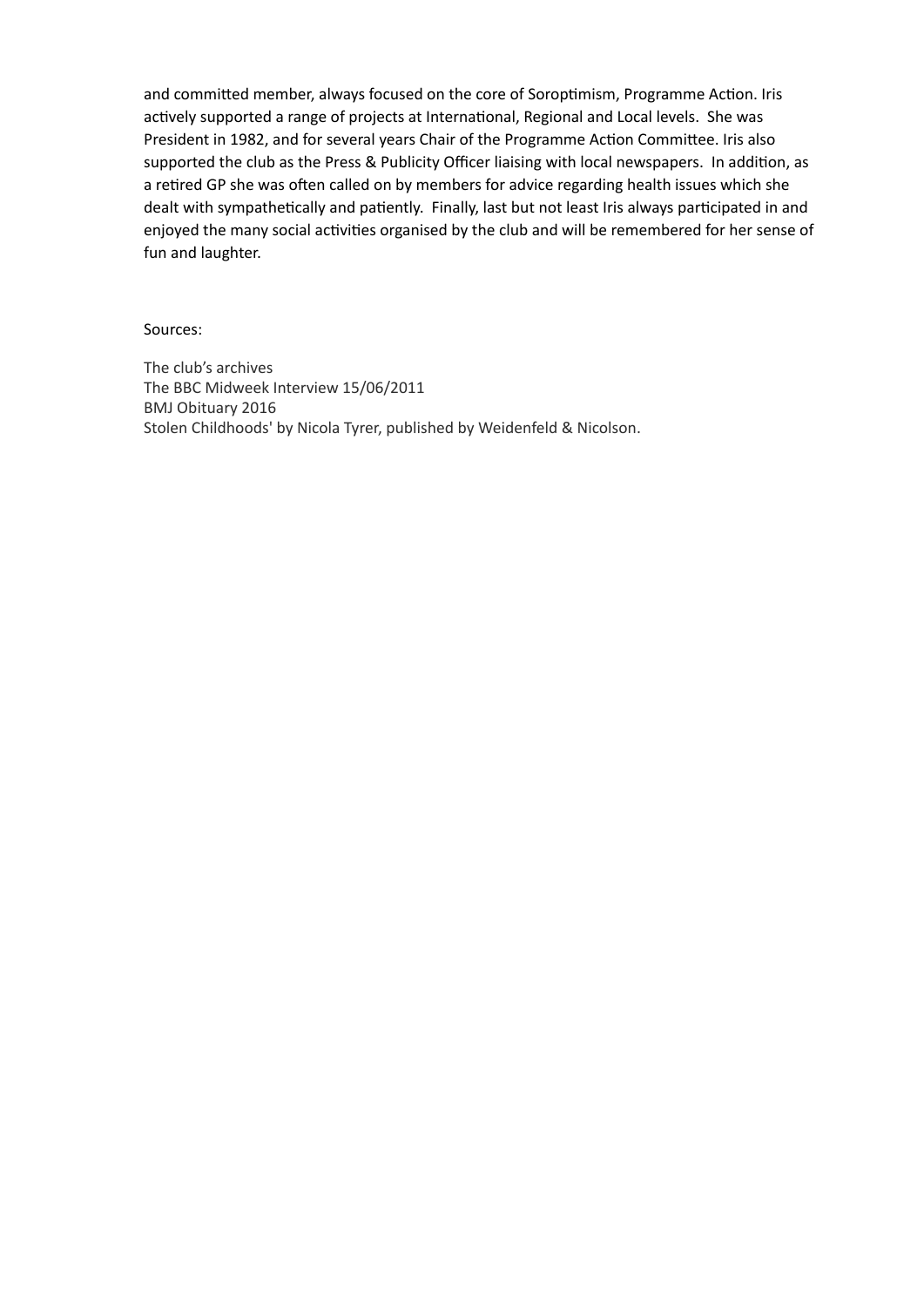and committed member, always focused on the core of Soroptimism, Programme Action. Iris actively supported a range of projects at International, Regional and Local levels. She was President in 1982, and for several years Chair of the Programme Action Committee. Iris also supported the club as the Press & Publicity Officer liaising with local newspapers. In addition, as a retired GP she was often called on by members for advice regarding health issues which she dealt with sympathetically and patiently. Finally, last but not least Iris always participated in and enjoyed the many social activities organised by the club and will be remembered for her sense of fun and laughter.

Sources:

The club's archives
The BBC Midweek Interview 15/06/2011
BMJ Obituary 2016
Stolen Childhoods' by Nicola Tyrer, published by Weidenfeld & Nicolson.